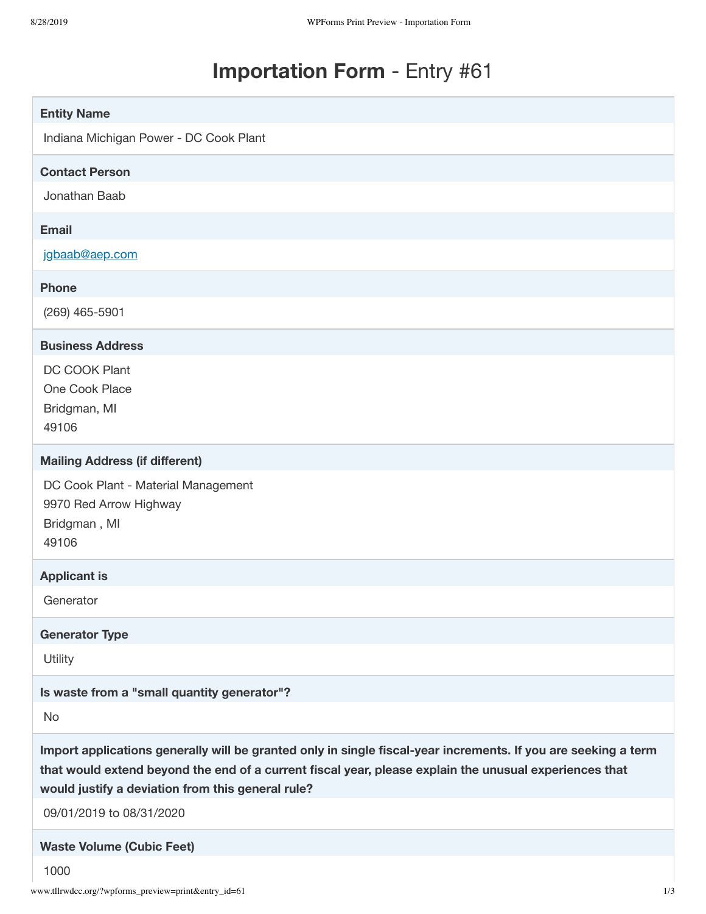# **Importation Form** - Entry #61

**Entity Name**

Indiana Michigan Power - DC Cook Plant

**Contact Person**

Jonathan Baab

**Email**

jgbaab@aep.com

**Phone**

(269) 465-5901

**Business Address**

DC COOK Plant
One Cook Place
Bridgman, MI
49106

**Mailing Address (if different)**

DC Cook Plant - Material Management
9970 Red Arrow Highway
Bridgman , MI
49106

**Applicant is**

Generator

**Generator Type**

Utility

**Is waste from a "small quantity generator"?**

No

**Import applications generally will be granted only in single fiscal-year increments. If you are seeking a term that would extend beyond the end of a current fiscal year, please explain the unusual experiences that would justify a deviation from this general rule?**

09/01/2019 to 08/31/2020

**Waste Volume (Cubic Feet)**

1000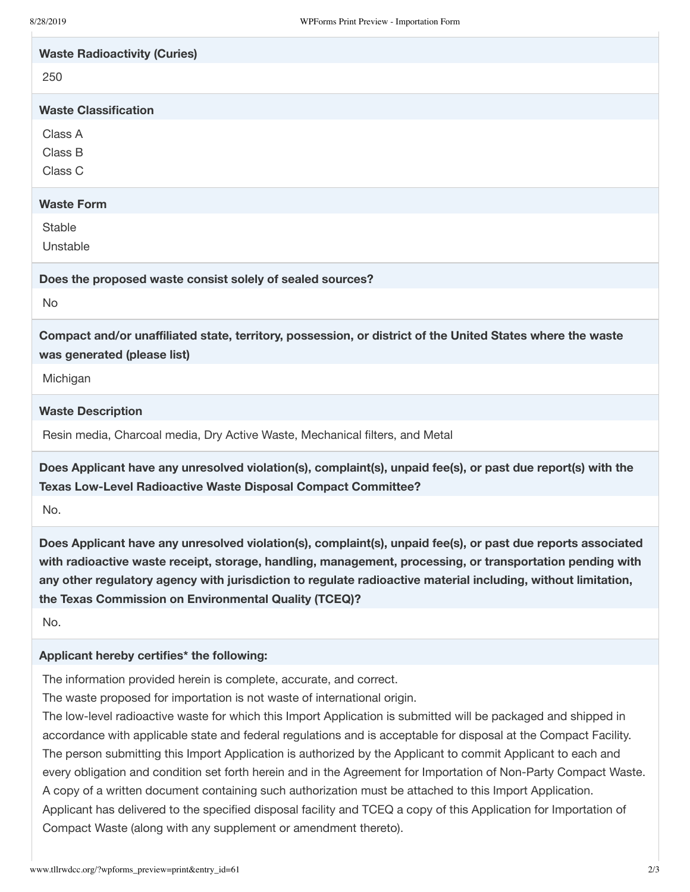**Waste Radioactivity (Curies)**

250

**Waste Classification**

Class A
Class B
Class C

**Waste Form**

Stable
Unstable

**Does the proposed waste consist solely of sealed sources?**

No

**Compact and/or unaffiliated state, territory, possession, or district of the United States where the waste was generated (please list)**

Michigan

**Waste Description**

Resin media, Charcoal media, Dry Active Waste, Mechanical filters, and Metal

**Does Applicant have any unresolved violation(s), complaint(s), unpaid fee(s), or past due report(s) with the Texas Low-Level Radioactive Waste Disposal Compact Committee?**

No.

**Does Applicant have any unresolved violation(s), complaint(s), unpaid fee(s), or past due reports associated with radioactive waste receipt, storage, handling, management, processing, or transportation pending with any other regulatory agency with jurisdiction to regulate radioactive material including, without limitation, the Texas Commission on Environmental Quality (TCEQ)?**

No.

**Applicant hereby certifies* the following:**

The information provided herein is complete, accurate, and correct.
The waste proposed for importation is not waste of international origin.
The low-level radioactive waste for which this Import Application is submitted will be packaged and shipped in accordance with applicable state and federal regulations and is acceptable for disposal at the Compact Facility.
The person submitting this Import Application is authorized by the Applicant to commit Applicant to each and every obligation and condition set forth herein and in the Agreement for Importation of Non-Party Compact Waste. A copy of a written document containing such authorization must be attached to this Import Application.
Applicant has delivered to the specified disposal facility and TCEQ a copy of this Application for Importation of Compact Waste (along with any supplement or amendment thereto).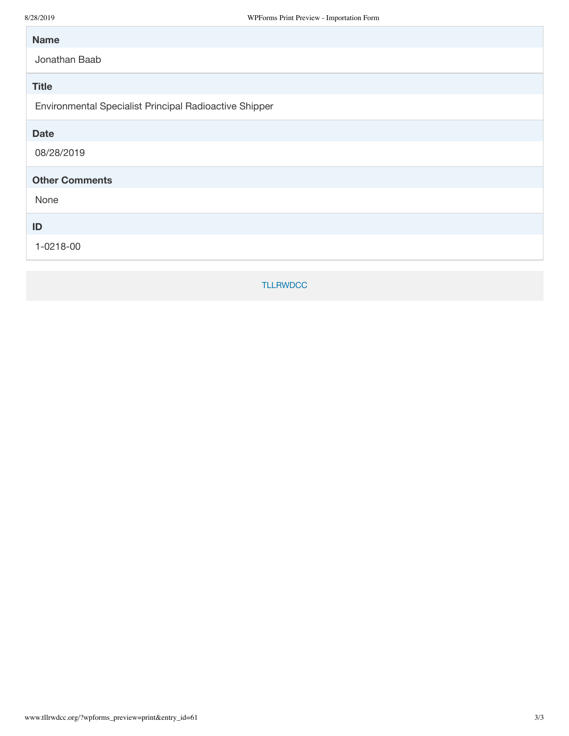**Name**

Jonathan Baab

**Title**

Environmental Specialist Principal Radioactive Shipper

**Date**

08/28/2019

**Other Comments**

None

**ID**

1-0218-00

TLLRWDCC